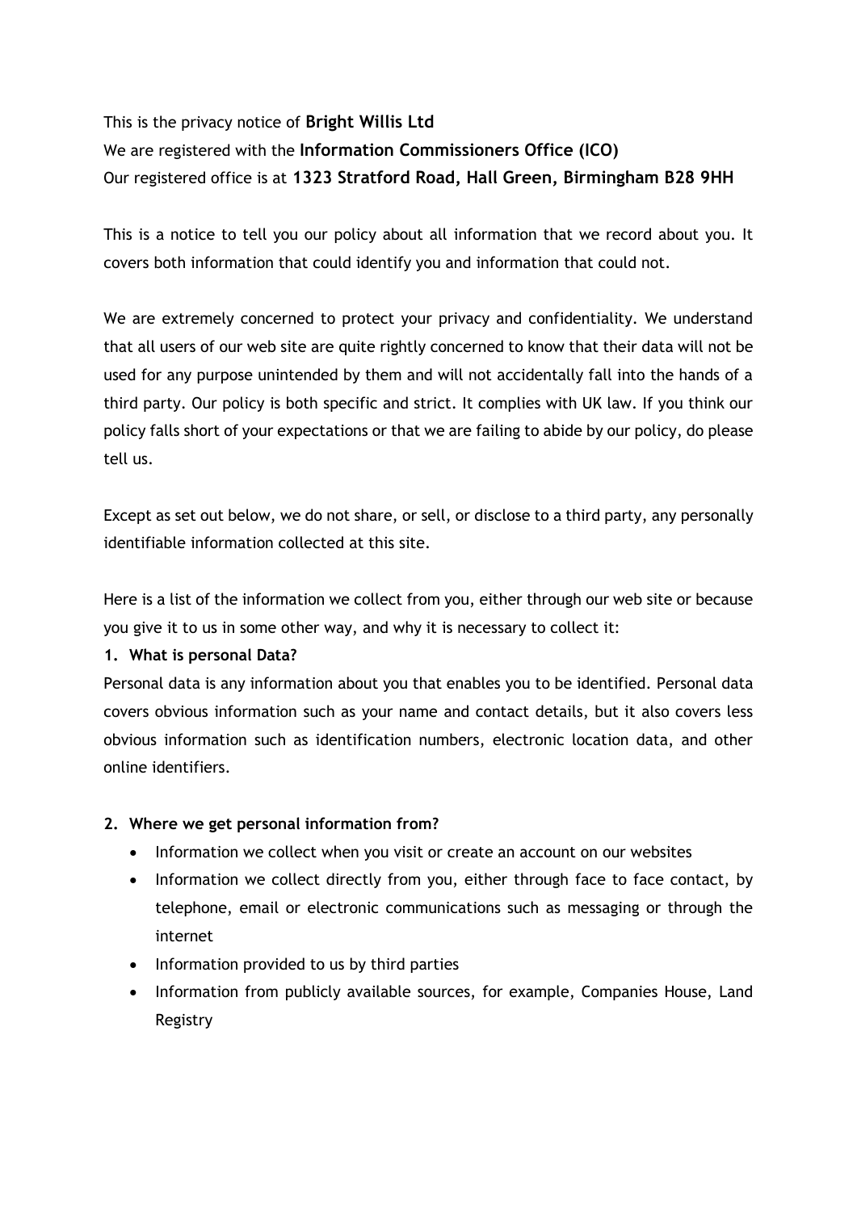This is the privacy notice of **Bright Willis Ltd**
We are registered with the **Information Commissioners Office (ICO)**
Our registered office is at **1323 Stratford Road, Hall Green, Birmingham B28 9HH**

This is a notice to tell you our policy about all information that we record about you. It covers both information that could identify you and information that could not.

We are extremely concerned to protect your privacy and confidentiality. We understand that all users of our web site are quite rightly concerned to know that their data will not be used for any purpose unintended by them and will not accidentally fall into the hands of a third party. Our policy is both specific and strict. It complies with UK law. If you think our policy falls short of your expectations or that we are failing to abide by our policy, do please tell us.

Except as set out below, we do not share, or sell, or disclose to a third party, any personally identifiable information collected at this site.

Here is a list of the information we collect from you, either through our web site or because you give it to us in some other way, and why it is necessary to collect it:

**1. What is personal Data?**

Personal data is any information about you that enables you to be identified. Personal data covers obvious information such as your name and contact details, but it also covers less obvious information such as identification numbers, electronic location data, and other online identifiers.

**2. Where we get personal information from?**

- Information we collect when you visit or create an account on our websites
- Information we collect directly from you, either through face to face contact, by telephone, email or electronic communications such as messaging or through the internet
- Information provided to us by third parties
- Information from publicly available sources, for example, Companies House, Land Registry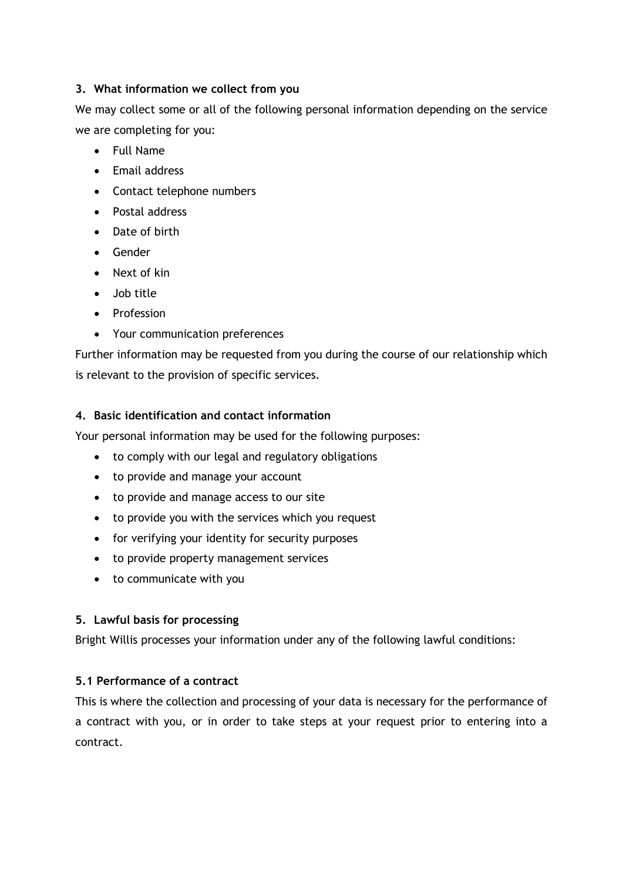## 3. What information we collect from you

We may collect some or all of the following personal information depending on the service we are completing for you:

- Full Name
- Email address
- Contact telephone numbers
- Postal address
- Date of birth
- Gender
- Next of kin
- Job title
- Profession
- Your communication preferences

Further information may be requested from you during the course of our relationship which is relevant to the provision of specific services.

## 4. Basic identification and contact information

Your personal information may be used for the following purposes:

- to comply with our legal and regulatory obligations
- to provide and manage your account
- to provide and manage access to our site
- to provide you with the services which you request
- for verifying your identity for security purposes
- to provide property management services
- to communicate with you

## 5. Lawful basis for processing

Bright Willis processes your information under any of the following lawful conditions:

### 5.1 Performance of a contract

This is where the collection and processing of your data is necessary for the performance of a contract with you, or in order to take steps at your request prior to entering into a contract.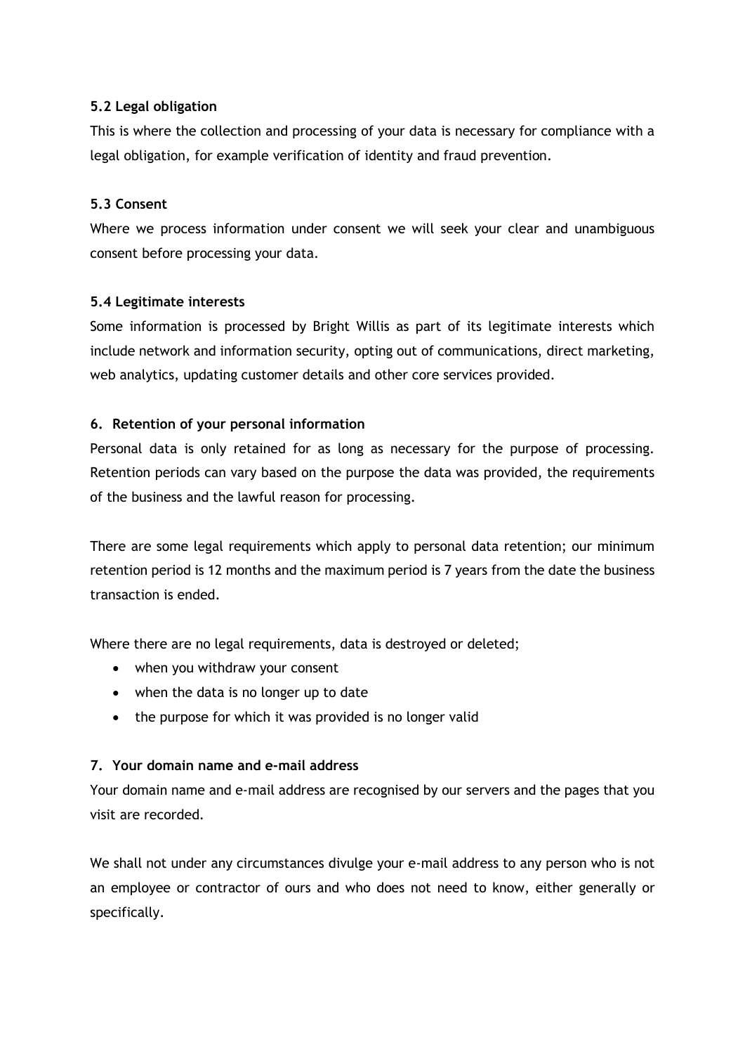### 5.2 Legal obligation

This is where the collection and processing of your data is necessary for compliance with a legal obligation, for example verification of identity and fraud prevention.

### 5.3 Consent

Where we process information under consent we will seek your clear and unambiguous consent before processing your data.

### 5.4 Legitimate interests

Some information is processed by Bright Willis as part of its legitimate interests which include network and information security, opting out of communications, direct marketing, web analytics, updating customer details and other core services provided.

## 6. Retention of your personal information

Personal data is only retained for as long as necessary for the purpose of processing. Retention periods can vary based on the purpose the data was provided, the requirements of the business and the lawful reason for processing.

There are some legal requirements which apply to personal data retention; our minimum retention period is 12 months and the maximum period is 7 years from the date the business transaction is ended.

Where there are no legal requirements, data is destroyed or deleted;

- when you withdraw your consent
- when the data is no longer up to date
- the purpose for which it was provided is no longer valid

## 7. Your domain name and e-mail address

Your domain name and e-mail address are recognised by our servers and the pages that you visit are recorded.

We shall not under any circumstances divulge your e-mail address to any person who is not an employee or contractor of ours and who does not need to know, either generally or specifically.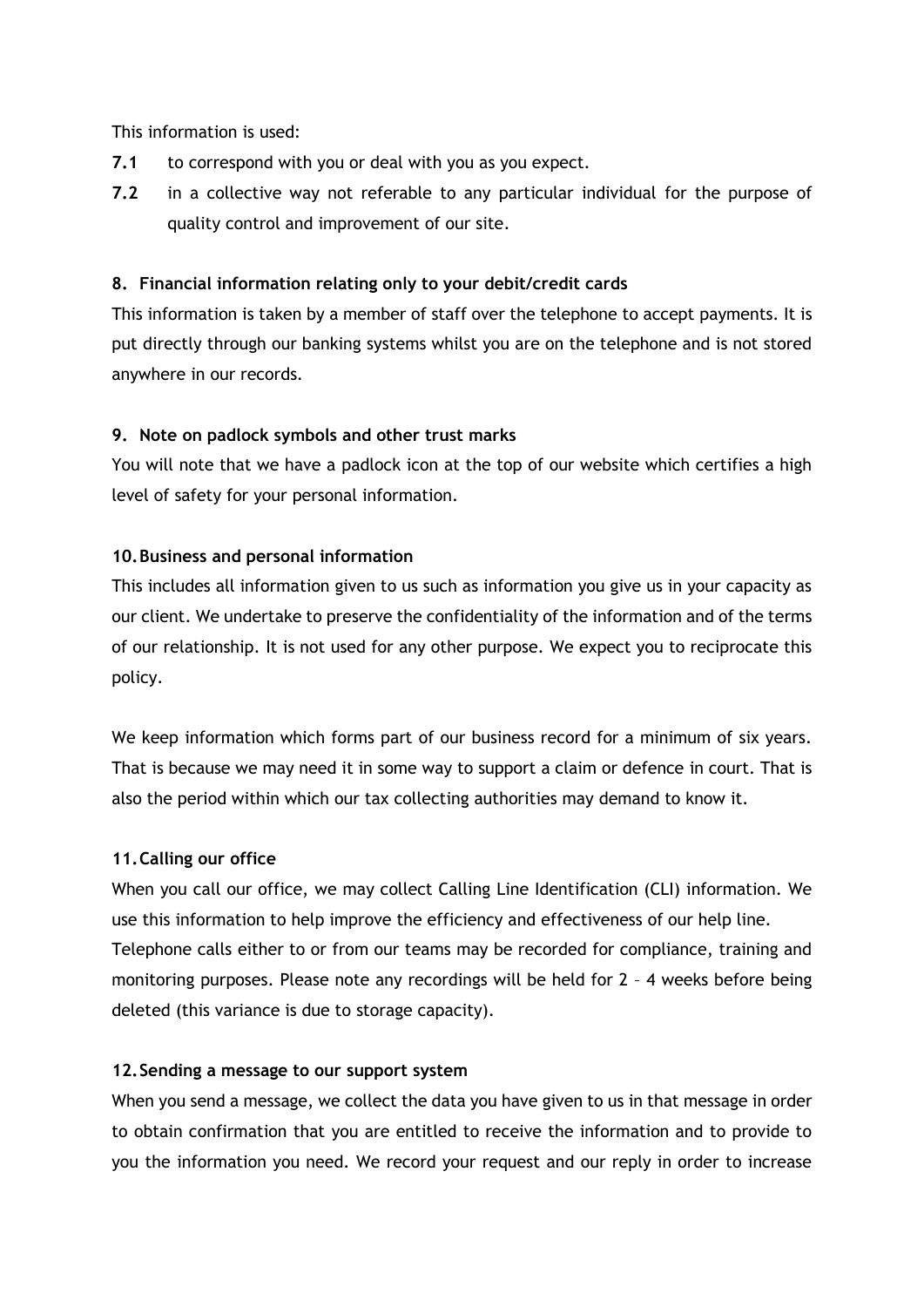This information is used:

**7.1** to correspond with you or deal with you as you expect.

**7.2** in a collective way not referable to any particular individual for the purpose of quality control and improvement of our site.

### 8. Financial information relating only to your debit/credit cards

This information is taken by a member of staff over the telephone to accept payments. It is put directly through our banking systems whilst you are on the telephone and is not stored anywhere in our records.

### 9. Note on padlock symbols and other trust marks

You will note that we have a padlock icon at the top of our website which certifies a high level of safety for your personal information.

### 10. Business and personal information

This includes all information given to us such as information you give us in your capacity as our client. We undertake to preserve the confidentiality of the information and of the terms of our relationship. It is not used for any other purpose. We expect you to reciprocate this policy.

We keep information which forms part of our business record for a minimum of six years. That is because we may need it in some way to support a claim or defence in court. That is also the period within which our tax collecting authorities may demand to know it.

### 11. Calling our office

When you call our office, we may collect Calling Line Identification (CLI) information. We use this information to help improve the efficiency and effectiveness of our help line. Telephone calls either to or from our teams may be recorded for compliance, training and monitoring purposes. Please note any recordings will be held for 2 – 4 weeks before being deleted (this variance is due to storage capacity).

### 12. Sending a message to our support system

When you send a message, we collect the data you have given to us in that message in order to obtain confirmation that you are entitled to receive the information and to provide to you the information you need. We record your request and our reply in order to increase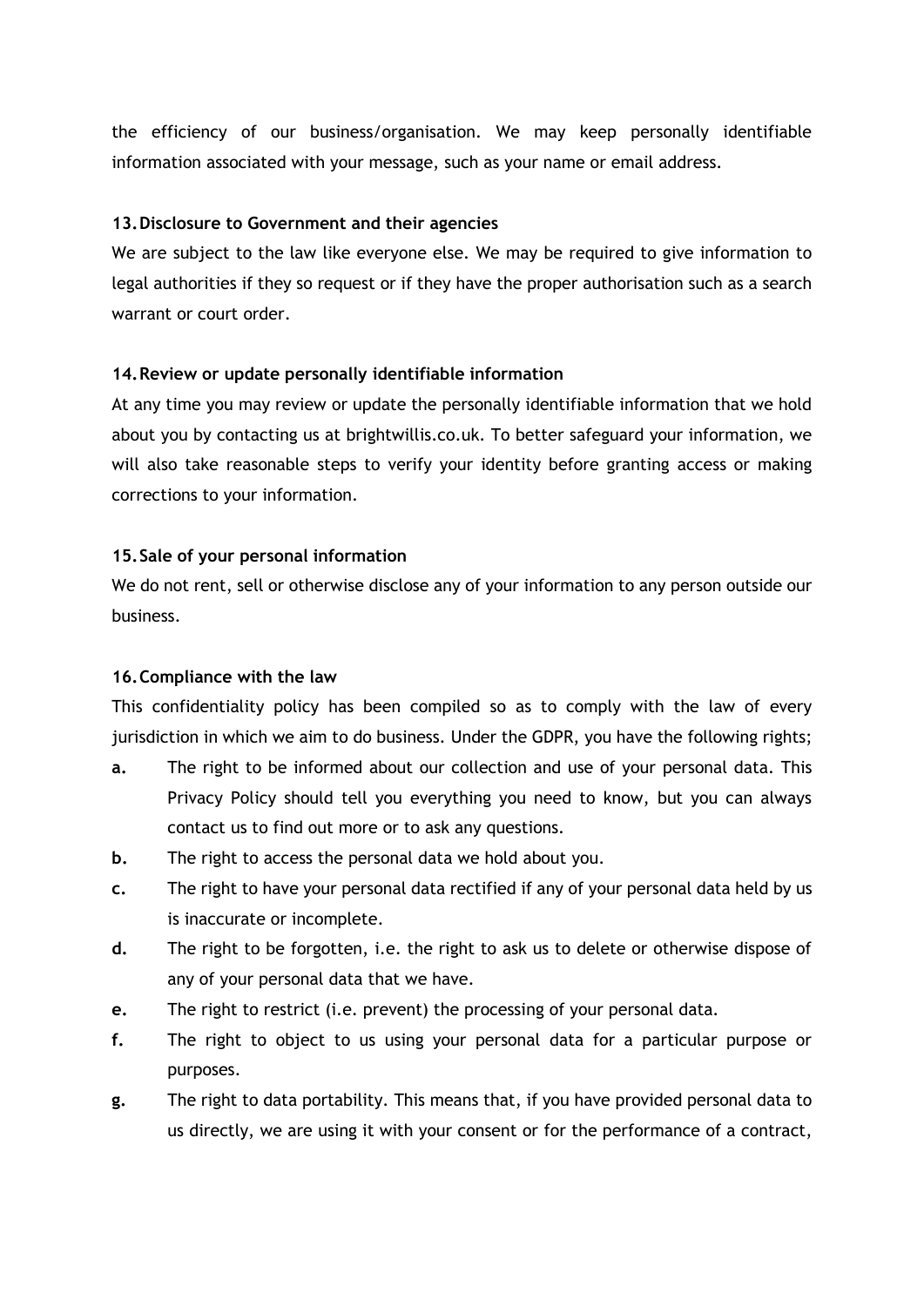the efficiency of our business/organisation. We may keep personally identifiable information associated with your message, such as your name or email address.

### 13. Disclosure to Government and their agencies

We are subject to the law like everyone else. We may be required to give information to legal authorities if they so request or if they have the proper authorisation such as a search warrant or court order.

### 14. Review or update personally identifiable information

At any time you may review or update the personally identifiable information that we hold about you by contacting us at brightwillis.co.uk. To better safeguard your information, we will also take reasonable steps to verify your identity before granting access or making corrections to your information.

### 15. Sale of your personal information

We do not rent, sell or otherwise disclose any of your information to any person outside our business.

### 16. Compliance with the law

This confidentiality policy has been compiled so as to comply with the law of every jurisdiction in which we aim to do business. Under the GDPR, you have the following rights;

- **a.** The right to be informed about our collection and use of your personal data. This Privacy Policy should tell you everything you need to know, but you can always contact us to find out more or to ask any questions.
- **b.** The right to access the personal data we hold about you.
- **c.** The right to have your personal data rectified if any of your personal data held by us is inaccurate or incomplete.
- **d.** The right to be forgotten, i.e. the right to ask us to delete or otherwise dispose of any of your personal data that we have.
- **e.** The right to restrict (i.e. prevent) the processing of your personal data.
- **f.** The right to object to us using your personal data for a particular purpose or purposes.
- **g.** The right to data portability. This means that, if you have provided personal data to us directly, we are using it with your consent or for the performance of a contract,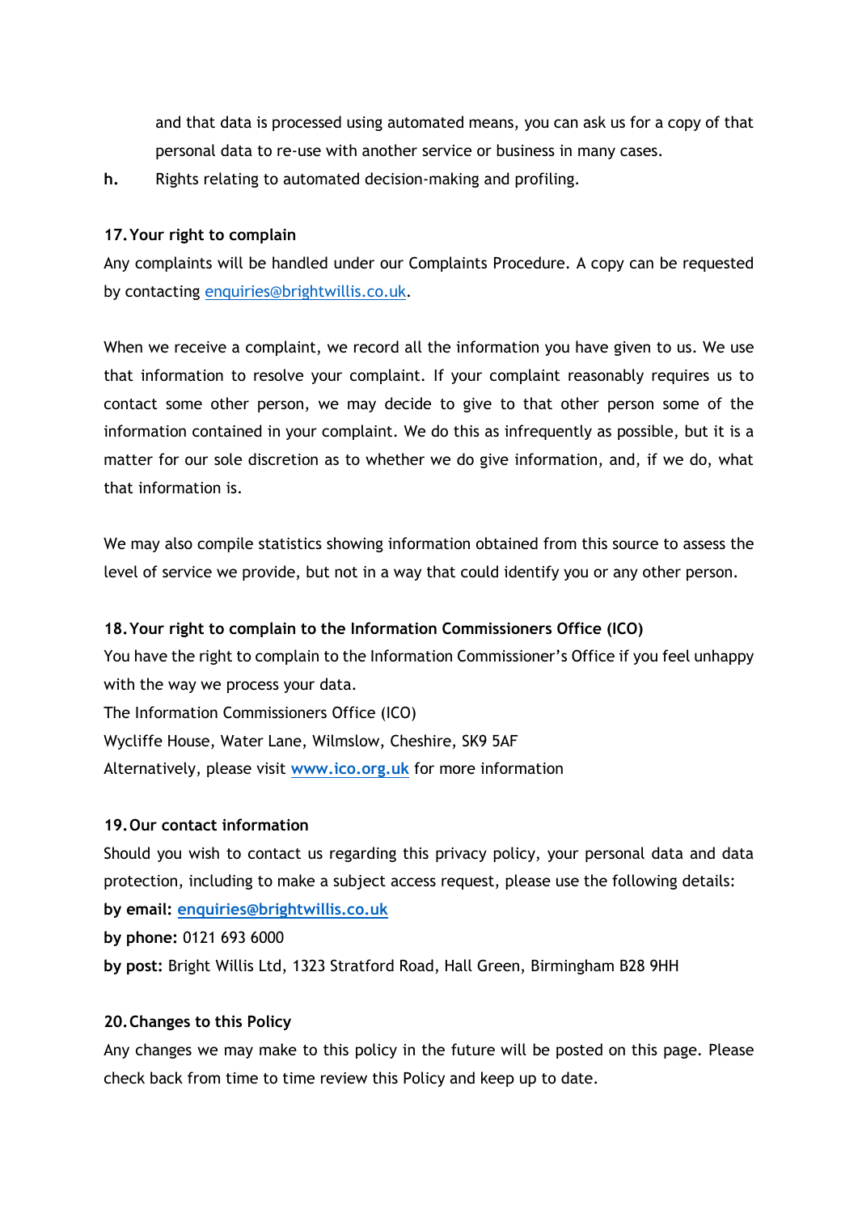and that data is processed using automated means, you can ask us for a copy of that personal data to re-use with another service or business in many cases.

**h.** Rights relating to automated decision-making and profiling.

**17. Your right to complain**

Any complaints will be handled under our Complaints Procedure. A copy can be requested by contacting enquiries@brightwillis.co.uk.

When we receive a complaint, we record all the information you have given to us. We use that information to resolve your complaint. If your complaint reasonably requires us to contact some other person, we may decide to give to that other person some of the information contained in your complaint. We do this as infrequently as possible, but it is a matter for our sole discretion as to whether we do give information, and, if we do, what that information is.

We may also compile statistics showing information obtained from this source to assess the level of service we provide, but not in a way that could identify you or any other person.

**18. Your right to complain to the Information Commissioners Office (ICO)**

You have the right to complain to the Information Commissioner's Office if you feel unhappy with the way we process your data.

The Information Commissioners Office (ICO)

Wycliffe House, Water Lane, Wilmslow, Cheshire, SK9 5AF

Alternatively, please visit **www.ico.org.uk** for more information

**19. Our contact information**

Should you wish to contact us regarding this privacy policy, your personal data and data protection, including to make a subject access request, please use the following details:

**by email:** **enquiries@brightwillis.co.uk**

**by phone:** 0121 693 6000

**by post:** Bright Willis Ltd, 1323 Stratford Road, Hall Green, Birmingham B28 9HH

**20. Changes to this Policy**

Any changes we may make to this policy in the future will be posted on this page. Please check back from time to time review this Policy and keep up to date.